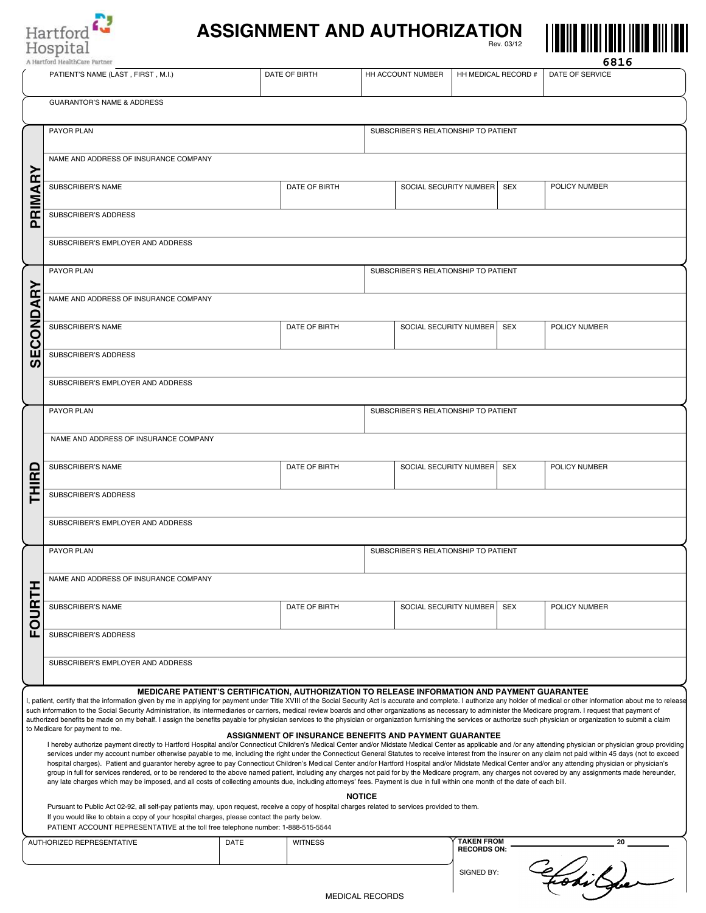Hartford Hospital
A Hartford HealthCare Partner

# ASSIGNMENT AND AUTHORIZATION

Rev. 03/12

6816

| PATIENT'S NAME (LAST , FIRST , M.I.) | DATE OF BIRTH | HH ACCOUNT NUMBER | HH MEDICAL RECORD # | DATE OF SERVICE |
|---|---|---|---|---|
| | | | | |

| GUARANTOR'S NAME & ADDRESS |
|---|
| |

## PRIMARY

| PAYOR PLAN | | | | SUBSCRIBER'S RELATIONSHIP TO PATIENT |
|---|---|---|---|---|
| NAME AND ADDRESS OF INSURANCE COMPANY | | | | |
| SUBSCRIBER'S NAME | DATE OF BIRTH | SOCIAL SECURITY NUMBER | SEX | POLICY NUMBER |
| SUBSCRIBER'S ADDRESS | | | | |
| SUBSCRIBER'S EMPLOYER AND ADDRESS | | | | |

## SECONDARY

| PAYOR PLAN | | | | SUBSCRIBER'S RELATIONSHIP TO PATIENT |
|---|---|---|---|---|
| NAME AND ADDRESS OF INSURANCE COMPANY | | | | |
| SUBSCRIBER'S NAME | DATE OF BIRTH | SOCIAL SECURITY NUMBER | SEX | POLICY NUMBER |
| SUBSCRIBER'S ADDRESS | | | | |
| SUBSCRIBER'S EMPLOYER AND ADDRESS | | | | |

## THIRD

| PAYOR PLAN | | | | SUBSCRIBER'S RELATIONSHIP TO PATIENT |
|---|---|---|---|---|
| NAME AND ADDRESS OF INSURANCE COMPANY | | | | |
| SUBSCRIBER'S NAME | DATE OF BIRTH | SOCIAL SECURITY NUMBER | SEX | POLICY NUMBER |
| SUBSCRIBER'S ADDRESS | | | | |
| SUBSCRIBER'S EMPLOYER AND ADDRESS | | | | |

## FOURTH

| PAYOR PLAN | | | | SUBSCRIBER'S RELATIONSHIP TO PATIENT |
|---|---|---|---|---|
| NAME AND ADDRESS OF INSURANCE COMPANY | | | | |
| SUBSCRIBER'S NAME | DATE OF BIRTH | SOCIAL SECURITY NUMBER | SEX | POLICY NUMBER |
| SUBSCRIBER'S ADDRESS | | | | |
| SUBSCRIBER'S EMPLOYER AND ADDRESS | | | | |

### MEDICARE PATIENT'S CERTIFICATION, AUTHORIZATION TO RELEASE INFORMATION AND PAYMENT GUARANTEE

I, patient, certify that the information given by me in applying for payment under Title XVIII of the Social Security Act is accurate and complete. I authorize any holder of medical or other information about me to release such information to the Social Security Administration, its intermediaries or carriers, medical review boards and other organizations as necessary to administer the Medicare program. I request that payment of authorized benefits be made on my behalf. I assign the benefits payable for physician services to the physician or organization furnishing the services or authorize such physician or organization to submit a claim to Medicare for payment to me.

### ASSIGNMENT OF INSURANCE BENEFITS AND PAYMENT GUARANTEE

I hereby authorize payment directly to Hartford Hospital and/or Connecticut Children's Medical Center and/or Midstate Medical Center as applicable and /or any attending physician or physician group providing services under my account number otherwise payable to me, including the right under the Connecticut General Statutes to receive interest from the insurer on any claim not paid within 45 days (not to exceed hospital charges). Patient and guarantor hereby agree to pay Connecticut Children's Medical Center and/or Hartford Hospital and/or Midstate Medical Center and/or any attending physician or physician's group in full for services rendered, or to be rendered to the above named patient, including any charges not paid for by the Medicare program, any charges not covered by any assignments made hereunder, any late charges which may be imposed, and all costs of collecting amounts due, including attorneys' fees. Payment is due in full within one month of the date of each bill.

### NOTICE

Pursuant to Public Act 02-92, all self-pay patients may, upon request, receive a copy of hospital charges related to services provided to them.
If you would like to obtain a copy of your hospital charges, please contact the party below.
PATIENT ACCOUNT REPRESENTATIVE at the toll free telephone number: 1-888-515-5544

| AUTHORIZED REPRESENTATIVE | DATE | WITNESS |
|---|---|---|
| | | |

**TAKEN FROM RECORDS ON:** ____________________ 20 ________

SIGNED BY: [signature]

MEDICAL RECORDS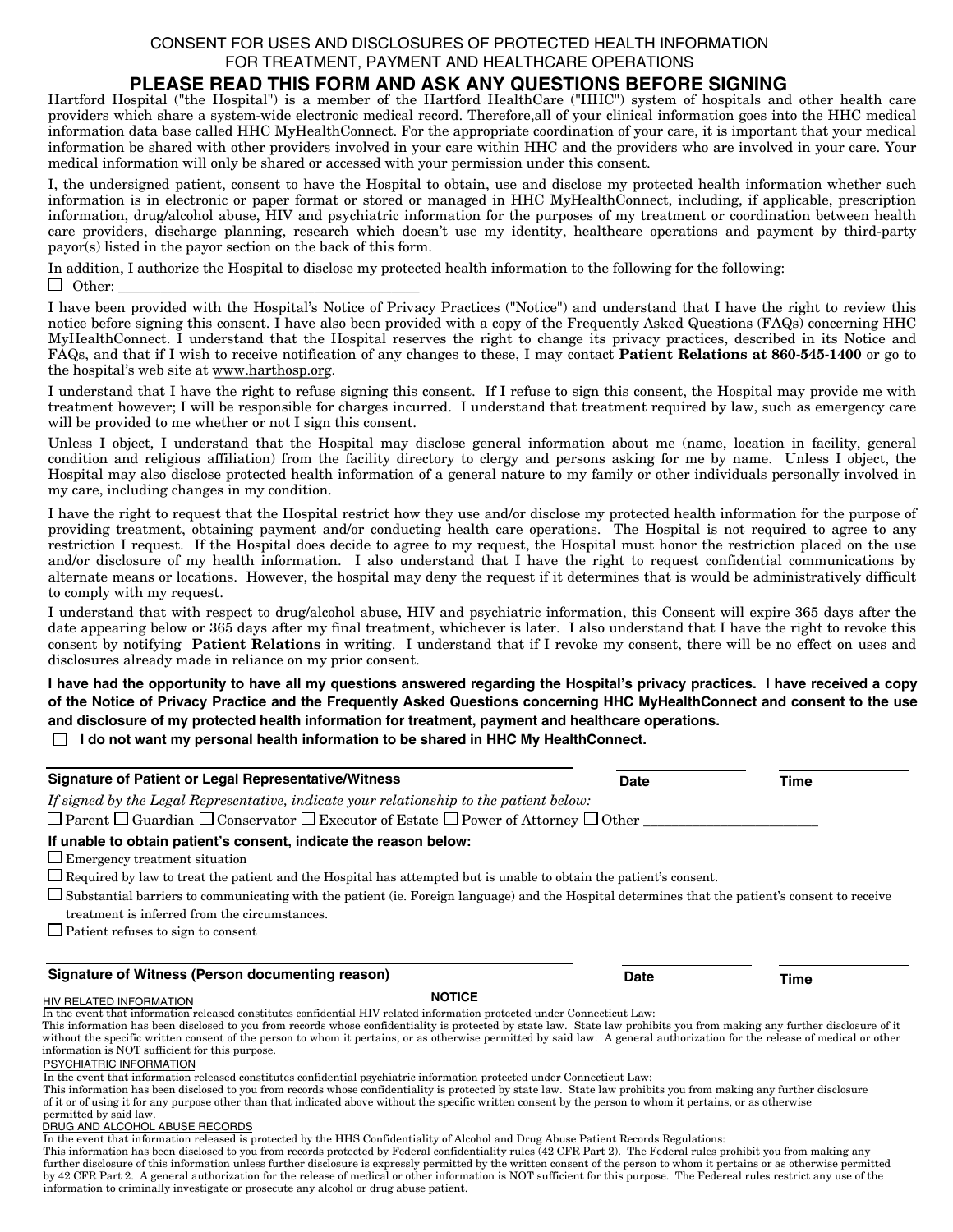CONSENT FOR USES AND DISCLOSURES OF PROTECTED HEALTH INFORMATION
FOR TREATMENT, PAYMENT AND HEALTHCARE OPERATIONS

## PLEASE READ THIS FORM AND ASK ANY QUESTIONS BEFORE SIGNING

Hartford Hospital ("the Hospital") is a member of the Hartford HealthCare ("HHC") system of hospitals and other health care providers which share a system-wide electronic medical record. Therefore,all of your clinical information goes into the HHC medical information data base called HHC MyHealthConnect. For the appropriate coordination of your care, it is important that your medical information be shared with other providers involved in your care within HHC and the providers who are involved in your care. Your medical information will only be shared or accessed with your permission under this consent.

I, the undersigned patient, consent to have the Hospital to obtain, use and disclose my protected health information whether such information is in electronic or paper format or stored or managed in HHC MyHealthConnect, including, if applicable, prescription information, drug/alcohol abuse, HIV and psychiatric information for the purposes of my treatment or coordination between health care providers, discharge planning, research which doesn't use my identity, healthcare operations and payment by third-party payor(s) listed in the payor section on the back of this form.

In addition, I authorize the Hospital to disclose my protected health information to the following for the following:

☐ Other: ___________________________________________

I have been provided with the Hospital's Notice of Privacy Practices ("Notice") and understand that I have the right to review this notice before signing this consent. I have also been provided with a copy of the Frequently Asked Questions (FAQs) concerning HHC MyHealthConnect. I understand that the Hospital reserves the right to change its privacy practices, described in its Notice and FAQs, and that if I wish to receive notification of any changes to these, I may contact **Patient Relations at 860-545-1400** or go to the hospital's web site at www.harthosp.org.

I understand that I have the right to refuse signing this consent. If I refuse to sign this consent, the Hospital may provide me with treatment however; I will be responsible for charges incurred. I understand that treatment required by law, such as emergency care will be provided to me whether or not I sign this consent.

Unless I object, I understand that the Hospital may disclose general information about me (name, location in facility, general condition and religious affiliation) from the facility directory to clergy and persons asking for me by name. Unless I object, the Hospital may also disclose protected health information of a general nature to my family or other individuals personally involved in my care, including changes in my condition.

I have the right to request that the Hospital restrict how they use and/or disclose my protected health information for the purpose of providing treatment, obtaining payment and/or conducting health care operations. The Hospital is not required to agree to any restriction I request. If the Hospital does decide to agree to my request, the Hospital must honor the restriction placed on the use and/or disclosure of my health information. I also understand that I have the right to request confidential communications by alternate means or locations. However, the hospital may deny the request if it determines that is would be administratively difficult to comply with my request.

I understand that with respect to drug/alcohol abuse, HIV and psychiatric information, this Consent will expire 365 days after the date appearing below or 365 days after my final treatment, whichever is later. I also understand that I have the right to revoke this consent by notifying **Patient Relations** in writing. I understand that if I revoke my consent, there will be no effect on uses and disclosures already made in reliance on my prior consent.

**I have had the opportunity to have all my questions answered regarding the Hospital's privacy practices. I have received a copy of the Notice of Privacy Practice and the Frequently Asked Questions concerning HHC MyHealthConnect and consent to the use and disclosure of my protected health information for treatment, payment and healthcare operations.**

☐ **I do not want my personal health information to be shared in HHC My HealthConnect.**

**Signature of Patient or Legal Representative/Witness** ____________________ **Date** __________ **Time** __________

*If signed by the Legal Representative, indicate your relationship to the patient below:*

☐ Parent ☐ Guardian ☐ Conservator ☐ Executor of Estate ☐ Power of Attorney ☐ Other ________________________

**If unable to obtain patient's consent, indicate the reason below:**

☐ Emergency treatment situation

☐ Required by law to treat the patient and the Hospital has attempted but is unable to obtain the patient's consent.

☐ Substantial barriers to communicating with the patient (ie. Foreign language) and the Hospital determines that the patient's consent to receive treatment is inferred from the circumstances.

☐ Patient refuses to sign to consent

**Signature of Witness (Person documenting reason)** ____________________ **Date** __________ **Time** __________

**NOTICE**

HIV RELATED INFORMATION

In the event that information released constitutes confidential HIV related information protected under Connecticut Law:
This information has been disclosed to you from records whose confidentiality is protected by state law. State law prohibits you from making any further disclosure of it without the specific written consent of the person to whom it pertains, or as otherwise permitted by said law. A general authorization for the release of medical or other information is NOT sufficient for this purpose.

PSYCHIATRIC INFORMATION

In the event that information released constitutes confidential psychiatric information protected under Connecticut Law:
This information has been disclosed to you from records whose confidentiality is protected by state law. State law prohibits you from making any further disclosure of it or of using it for any purpose other than that indicated above without the specific written consent by the person to whom it pertains, or as otherwise permitted by said law.

DRUG AND ALCOHOL ABUSE RECORDS

In the event that information released is protected by the HHS Confidentiality of Alcohol and Drug Abuse Patient Records Regulations:
This information has been disclosed to you from records protected by Federal confidentiality rules (42 CFR Part 2). The Federal rules prohibit you from making any further disclosure of this information unless further disclosure is expressly permitted by the written consent of the person to whom it pertains or as otherwise permitted by 42 CFR Part 2. A general authorization for the release of medical or other information is NOT sufficient for this purpose. The Federeal rules restrict any use of the information to criminally investigate or prosecute any alcohol or drug abuse patient.